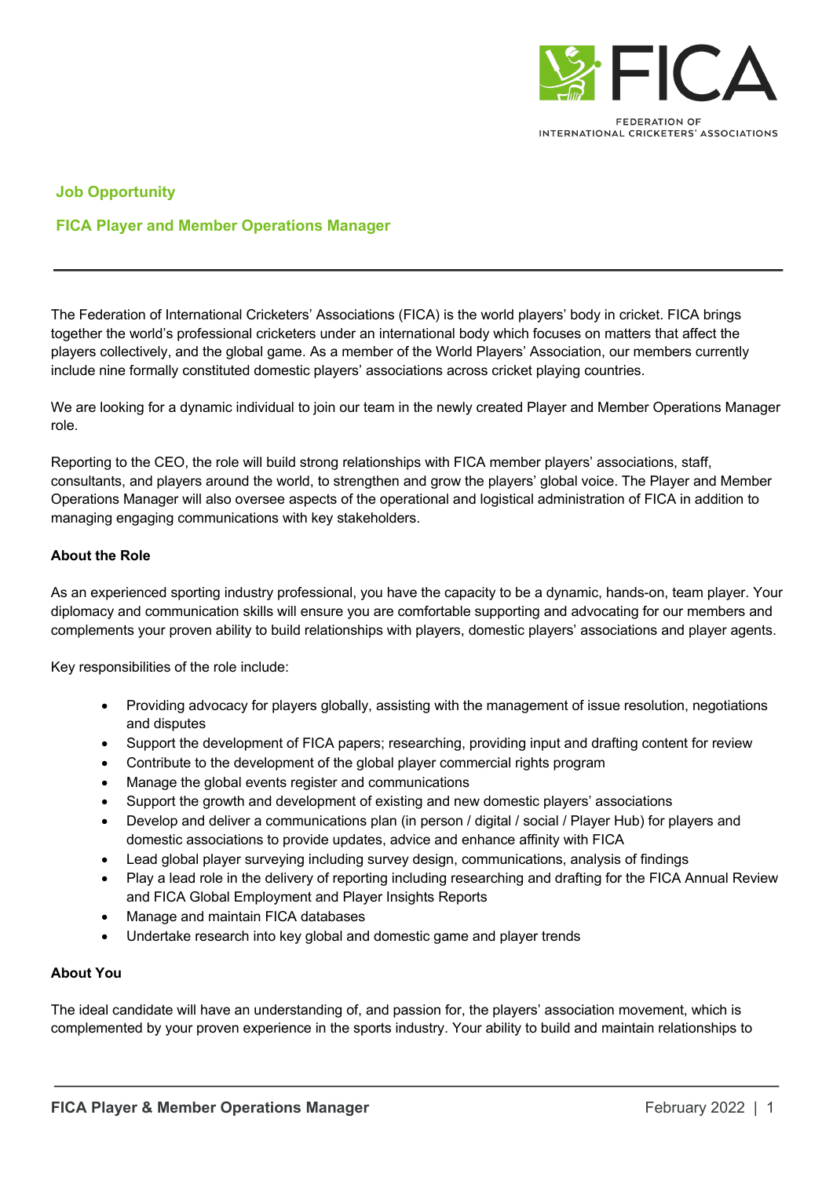FICA

FEDERATION OF INTERNATIONAL CRICKETERS' ASSOCIATIONS

## Job Opportunity

## FICA Player and Member Operations Manager

---

The Federation of International Cricketers' Associations (FICA) is the world players' body in cricket. FICA brings together the world's professional cricketers under an international body which focuses on matters that affect the players collectively, and the global game. As a member of the World Players' Association, our members currently include nine formally constituted domestic players' associations across cricket playing countries.

We are looking for a dynamic individual to join our team in the newly created Player and Member Operations Manager role.

Reporting to the CEO, the role will build strong relationships with FICA member players' associations, staff, consultants, and players around the world, to strengthen and grow the players' global voice. The Player and Member Operations Manager will also oversee aspects of the operational and logistical administration of FICA in addition to managing engaging communications with key stakeholders.

### About the Role

As an experienced sporting industry professional, you have the capacity to be a dynamic, hands-on, team player. Your diplomacy and communication skills will ensure you are comfortable supporting and advocating for our members and complements your proven ability to build relationships with players, domestic players' associations and player agents.

Key responsibilities of the role include:

- Providing advocacy for players globally, assisting with the management of issue resolution, negotiations and disputes
- Support the development of FICA papers; researching, providing input and drafting content for review
- Contribute to the development of the global player commercial rights program
- Manage the global events register and communications
- Support the growth and development of existing and new domestic players' associations
- Develop and deliver a communications plan (in person / digital / social / Player Hub) for players and domestic associations to provide updates, advice and enhance affinity with FICA
- Lead global player surveying including survey design, communications, analysis of findings
- Play a lead role in the delivery of reporting including researching and drafting for the FICA Annual Review and FICA Global Employment and Player Insights Reports
- Manage and maintain FICA databases
- Undertake research into key global and domestic game and player trends

### About You

The ideal candidate will have an understanding of, and passion for, the players' association movement, which is complemented by your proven experience in the sports industry. Your ability to build and maintain relationships to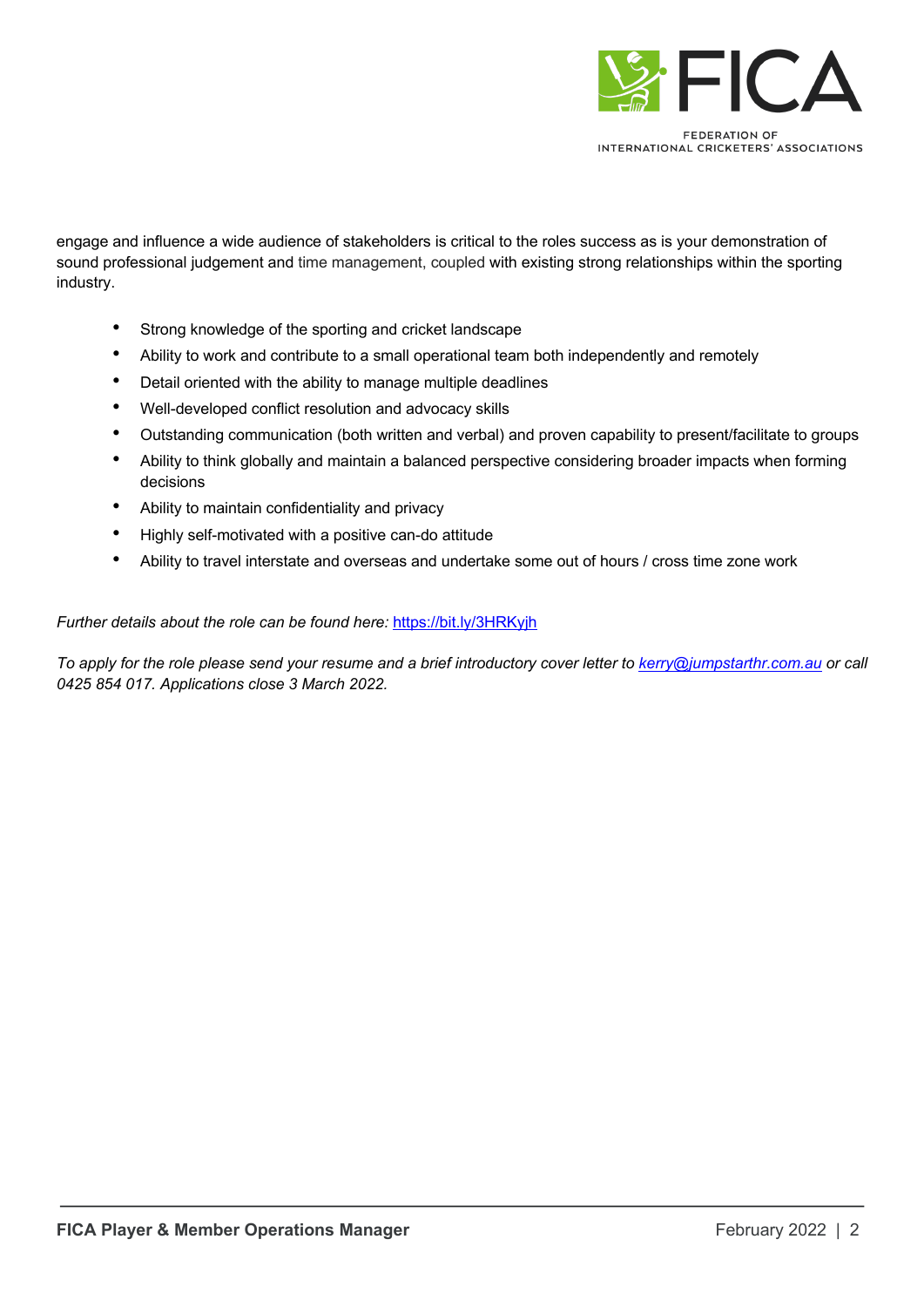engage and influence a wide audience of stakeholders is critical to the roles success as is your demonstration of sound professional judgement and time management, coupled with existing strong relationships within the sporting industry.

- Strong knowledge of the sporting and cricket landscape
- Ability to work and contribute to a small operational team both independently and remotely
- Detail oriented with the ability to manage multiple deadlines
- Well-developed conflict resolution and advocacy skills
- Outstanding communication (both written and verbal) and proven capability to present/facilitate to groups
- Ability to think globally and maintain a balanced perspective considering broader impacts when forming decisions
- Ability to maintain confidentiality and privacy
- Highly self-motivated with a positive can-do attitude
- Ability to travel interstate and overseas and undertake some out of hours / cross time zone work

*Further details about the role can be found here:* https://bit.ly/3HRKyjh

*To apply for the role please send your resume and a brief introductory cover letter to kerry@jumpstarthr.com.au or call 0425 854 017. Applications close 3 March 2022.*